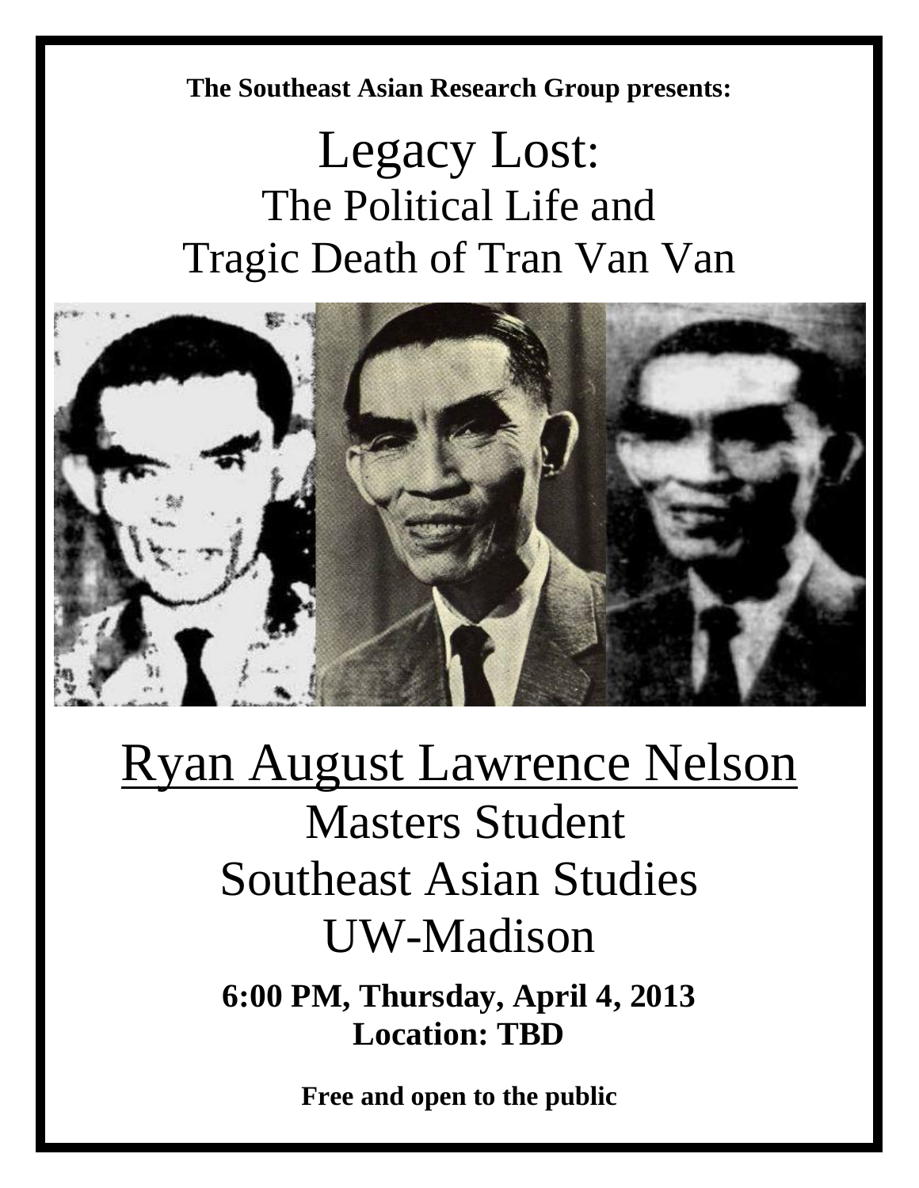**The Southeast Asian Research Group presents:**

# Legacy Lost:
## The Political Life and Tragic Death of Tran Van Van

<u>Ryan August Lawrence Nelson</u>

Masters Student

Southeast Asian Studies

UW-Madison

**6:00 PM, Thursday, April 4, 2013**

**Location: TBD**

**Free and open to the public**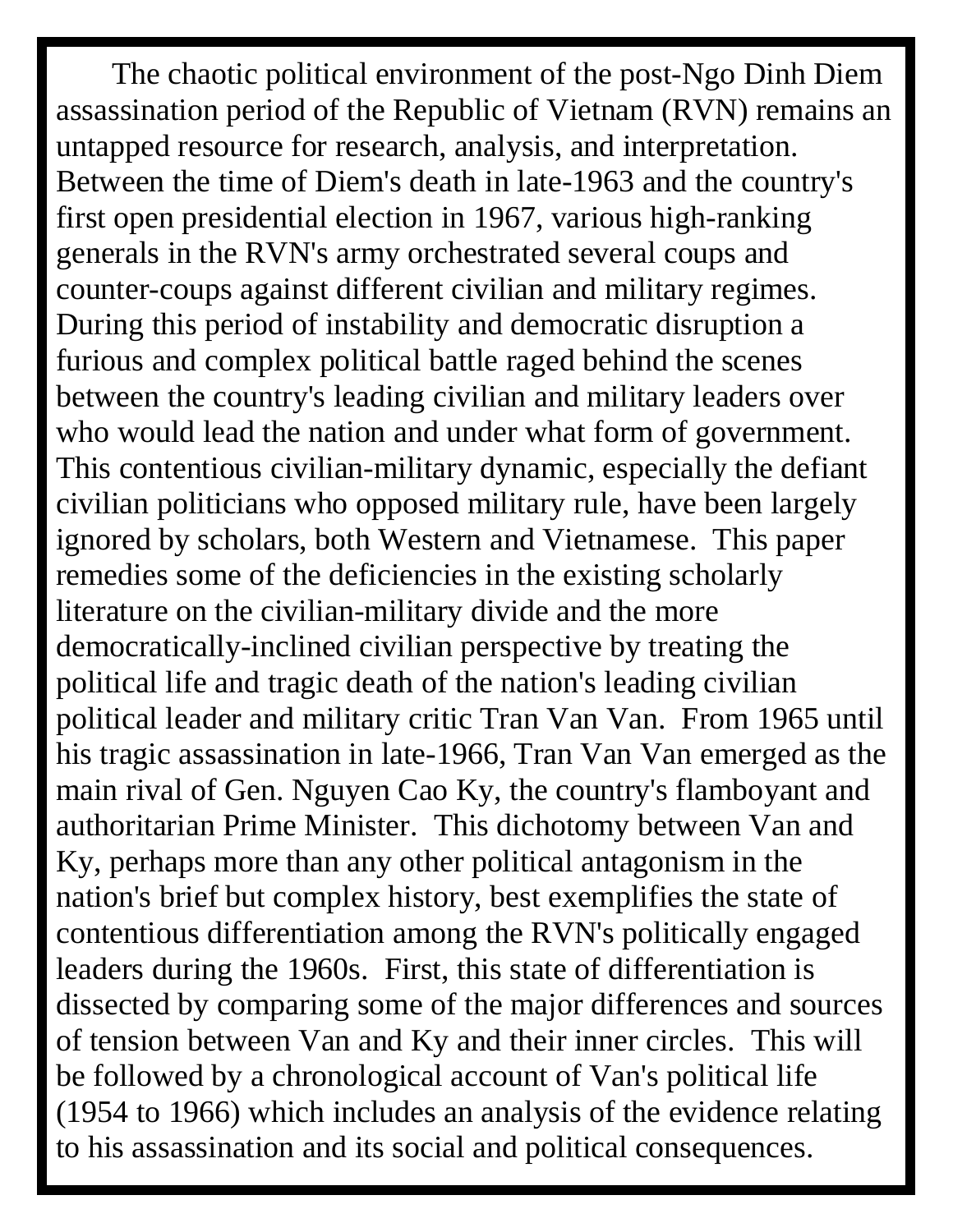The chaotic political environment of the post-Ngo Dinh Diem assassination period of the Republic of Vietnam (RVN) remains an untapped resource for research, analysis, and interpretation. Between the time of Diem's death in late-1963 and the country's first open presidential election in 1967, various high-ranking generals in the RVN's army orchestrated several coups and counter-coups against different civilian and military regimes. During this period of instability and democratic disruption a furious and complex political battle raged behind the scenes between the country's leading civilian and military leaders over who would lead the nation and under what form of government. This contentious civilian-military dynamic, especially the defiant civilian politicians who opposed military rule, have been largely ignored by scholars, both Western and Vietnamese. This paper remedies some of the deficiencies in the existing scholarly literature on the civilian-military divide and the more democratically-inclined civilian perspective by treating the political life and tragic death of the nation's leading civilian political leader and military critic Tran Van Van. From 1965 until his tragic assassination in late-1966, Tran Van Van emerged as the main rival of Gen. Nguyen Cao Ky, the country's flamboyant and authoritarian Prime Minister. This dichotomy between Van and Ky, perhaps more than any other political antagonism in the nation's brief but complex history, best exemplifies the state of contentious differentiation among the RVN's politically engaged leaders during the 1960s. First, this state of differentiation is dissected by comparing some of the major differences and sources of tension between Van and Ky and their inner circles. This will be followed by a chronological account of Van's political life (1954 to 1966) which includes an analysis of the evidence relating to his assassination and its social and political consequences.